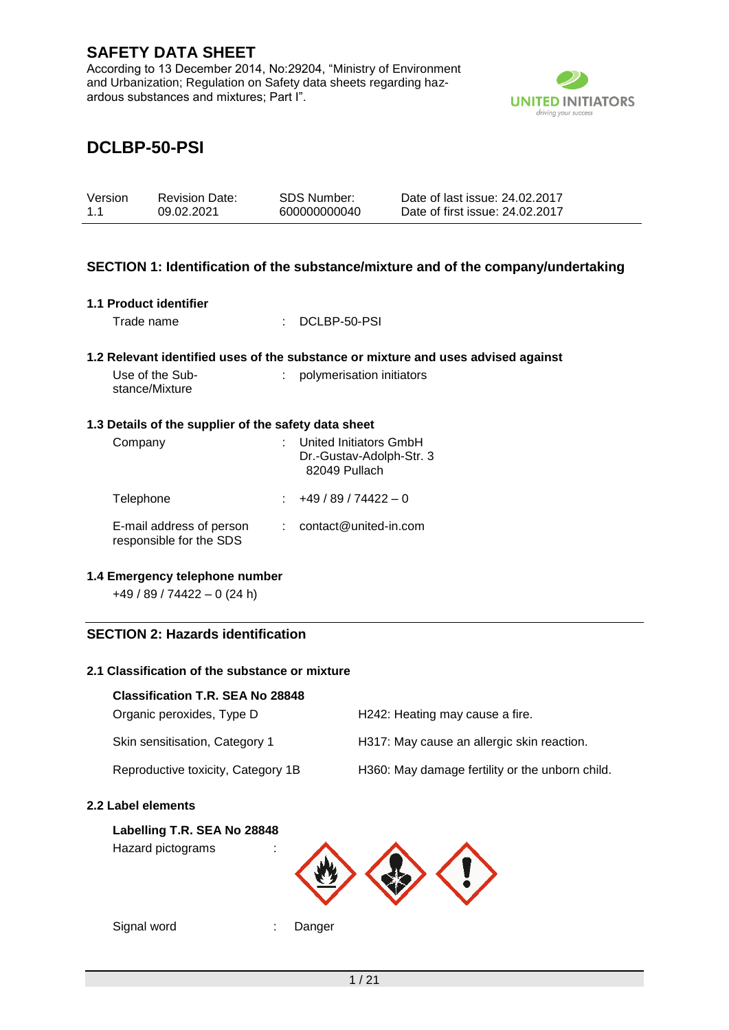# SAFETY DATA SHEET

According to 13 December 2014, No:29204, "Ministry of Environment and Urbanization; Regulation on Safety data sheets regarding hazardous substances and mixtures; Part I".

UNITED INITIATORS
driving your success

# DCLBP-50-PSI

| Version | Revision Date: | SDS Number: | Date of last issue: 24.02.2017 |
|---|---|---|---|
| 1.1 | 09.02.2021 | 600000000040 | Date of first issue: 24.02.2017 |

## SECTION 1: Identification of the substance/mixture and of the company/undertaking

### 1.1 Product identifier

Trade name : DCLBP-50-PSI

### 1.2 Relevant identified uses of the substance or mixture and uses advised against

Use of the Substance/Mixture : polymerisation initiators

### 1.3 Details of the supplier of the safety data sheet

Company : United Initiators GmbH
Dr.-Gustav-Adolph-Str. 3
82049 Pullach

Telephone : +49 / 89 / 74422 – 0

E-mail address of person responsible for the SDS : contact@united-in.com

### 1.4 Emergency telephone number

+49 / 89 / 74422 – 0 (24 h)

## SECTION 2: Hazards identification

### 2.1 Classification of the substance or mixture

**Classification T.R. SEA No 28848**

| | |
|---|---|
| Organic peroxides, Type D | H242: Heating may cause a fire. |
| Skin sensitisation, Category 1 | H317: May cause an allergic skin reaction. |
| Reproductive toxicity, Category 1B | H360: May damage fertility or the unborn child. |

### 2.2 Label elements

**Labelling T.R. SEA No 28848**

Hazard pictograms :

Signal word : Danger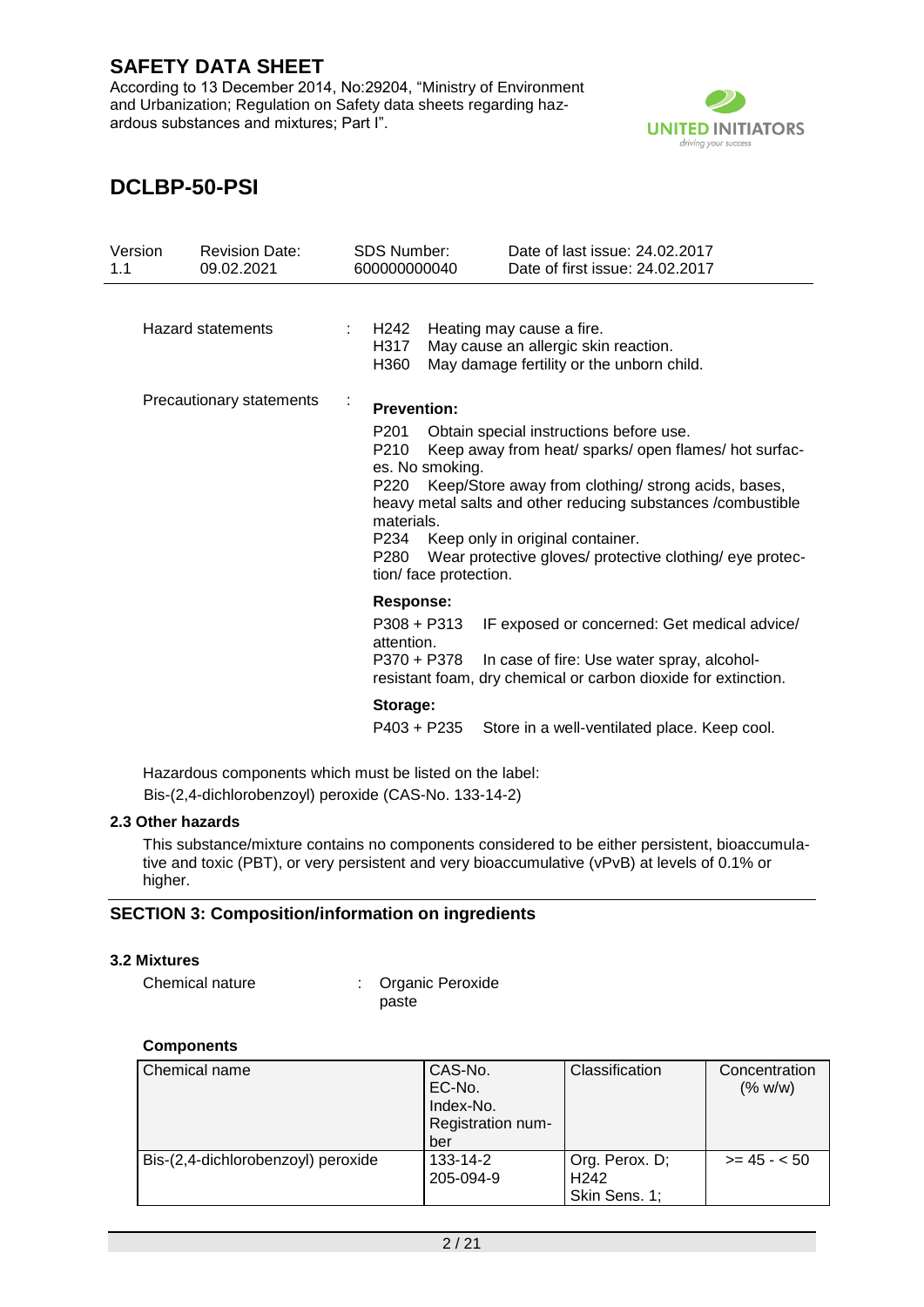Hazard statements : H242 Heating may cause a fire.
H317 May cause an allergic skin reaction.
H360 May damage fertility or the unborn child.

Precautionary statements :

**Prevention:**

P201 Obtain special instructions before use.
P210 Keep away from heat/ sparks/ open flames/ hot surfaces. No smoking.
P220 Keep/Store away from clothing/ strong acids, bases, heavy metal salts and other reducing substances /combustible materials.
P234 Keep only in original container.
P280 Wear protective gloves/ protective clothing/ eye protection/ face protection.

**Response:**

P308 + P313 IF exposed or concerned: Get medical advice/ attention.
P370 + P378 In case of fire: Use water spray, alcohol-resistant foam, dry chemical or carbon dioxide for extinction.

**Storage:**

P403 + P235 Store in a well-ventilated place. Keep cool.

Hazardous components which must be listed on the label:
Bis-(2,4-dichlorobenzoyl) peroxide (CAS-No. 133-14-2)

### 2.3 Other hazards

This substance/mixture contains no components considered to be either persistent, bioaccumulative and toxic (PBT), or very persistent and very bioaccumulative (vPvB) at levels of 0.1% or higher.

## SECTION 3: Composition/information on ingredients

### 3.2 Mixtures

Chemical nature : Organic Peroxide
paste

**Components**

| Chemical name | CAS-No.<br>EC-No.<br>Index-No.<br>Registration number | Classification | Concentration (% w/w) |
|---|---|---|---|
| Bis-(2,4-dichlorobenzoyl) peroxide | 133-14-2<br>205-094-9 | Org. Perox. D; H242<br>Skin Sens. 1; | >= 45 - < 50 |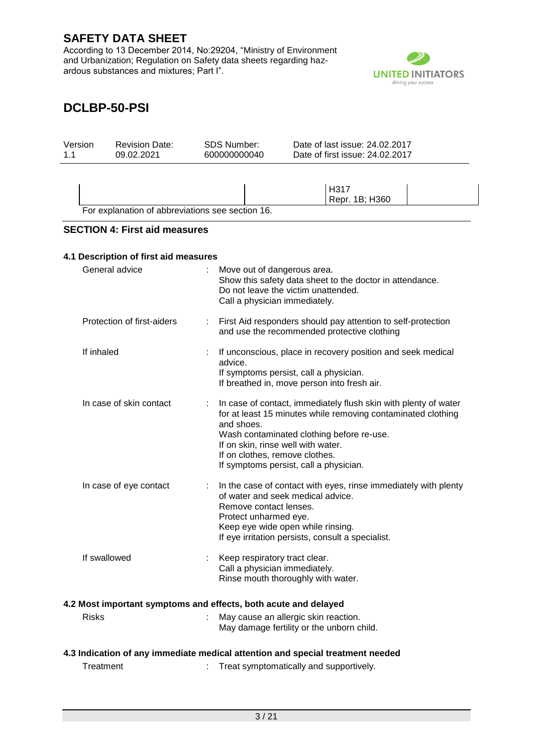| | | H317<br>Repr. 1B; H360 | |
|---|---|---|---|

For explanation of abbreviations see section 16.

## SECTION 4: First aid measures

### 4.1 Description of first aid measures

General advice : Move out of dangerous area.
Show this safety data sheet to the doctor in attendance.
Do not leave the victim unattended.
Call a physician immediately.

Protection of first-aiders : First Aid responders should pay attention to self-protection and use the recommended protective clothing

If inhaled : If unconscious, place in recovery position and seek medical advice.
If symptoms persist, call a physician.
If breathed in, move person into fresh air.

In case of skin contact : In case of contact, immediately flush skin with plenty of water for at least 15 minutes while removing contaminated clothing and shoes.
Wash contaminated clothing before re-use.
If on skin, rinse well with water.
If on clothes, remove clothes.
If symptoms persist, call a physician.

In case of eye contact : In the case of contact with eyes, rinse immediately with plenty of water and seek medical advice.
Remove contact lenses.
Protect unharmed eye.
Keep eye wide open while rinsing.
If eye irritation persists, consult a specialist.

If swallowed : Keep respiratory tract clear.
Call a physician immediately.
Rinse mouth thoroughly with water.

### 4.2 Most important symptoms and effects, both acute and delayed

Risks : May cause an allergic skin reaction.
May damage fertility or the unborn child.

### 4.3 Indication of any immediate medical attention and special treatment needed

Treatment : Treat symptomatically and supportively.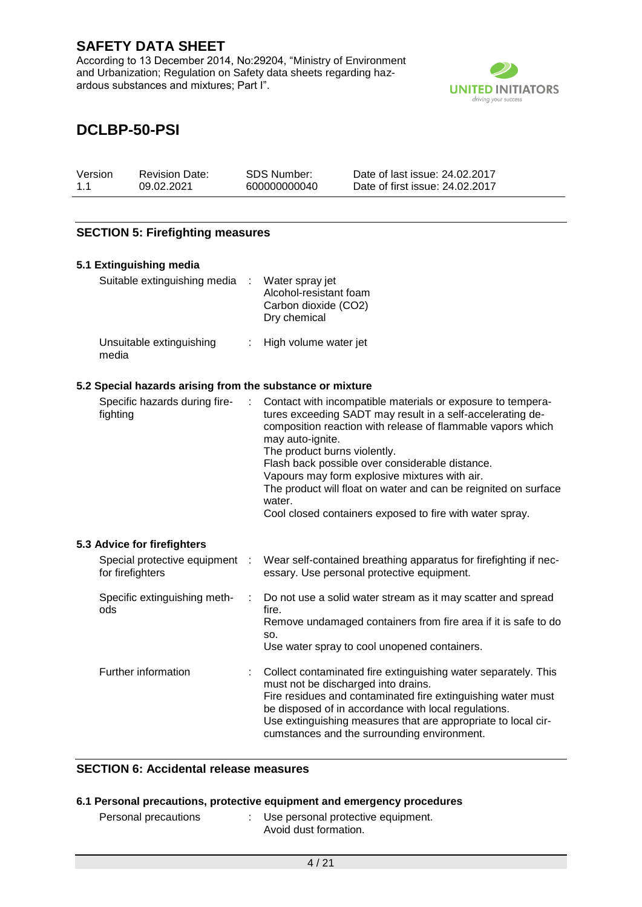## SECTION 5: Firefighting measures

### 5.1 Extinguishing media

| | | |
|---|---|---|
| Suitable extinguishing media | : | Water spray jet<br>Alcohol-resistant foam<br>Carbon dioxide ($CO_2$)<br>Dry chemical |
| Unsuitable extinguishing media | : | High volume water jet |

### 5.2 Special hazards arising from the substance or mixture

| | | |
|---|---|---|
| Specific hazards during firefighting | : | Contact with incompatible materials or exposure to temperatures exceeding SADT may result in a self-accelerating decomposition reaction with release of flammable vapors which may auto-ignite.<br>The product burns violently.<br>Flash back possible over considerable distance.<br>Vapours may form explosive mixtures with air.<br>The product will float on water and can be reignited on surface water.<br>Cool closed containers exposed to fire with water spray. |

### 5.3 Advice for firefighters

| | | |
|---|---|---|
| Special protective equipment for firefighters | : | Wear self-contained breathing apparatus for firefighting if necessary. Use personal protective equipment. |
| Specific extinguishing methods | : | Do not use a solid water stream as it may scatter and spread fire.<br>Remove undamaged containers from fire area if it is safe to do so.<br>Use water spray to cool unopened containers. |
| Further information | : | Collect contaminated fire extinguishing water separately. This must not be discharged into drains.<br>Fire residues and contaminated fire extinguishing water must be disposed of in accordance with local regulations.<br>Use extinguishing measures that are appropriate to local circumstances and the surrounding environment. |

## SECTION 6: Accidental release measures

### 6.1 Personal precautions, protective equipment and emergency procedures

| | | |
|---|---|---|
| Personal precautions | : | Use personal protective equipment.<br>Avoid dust formation. |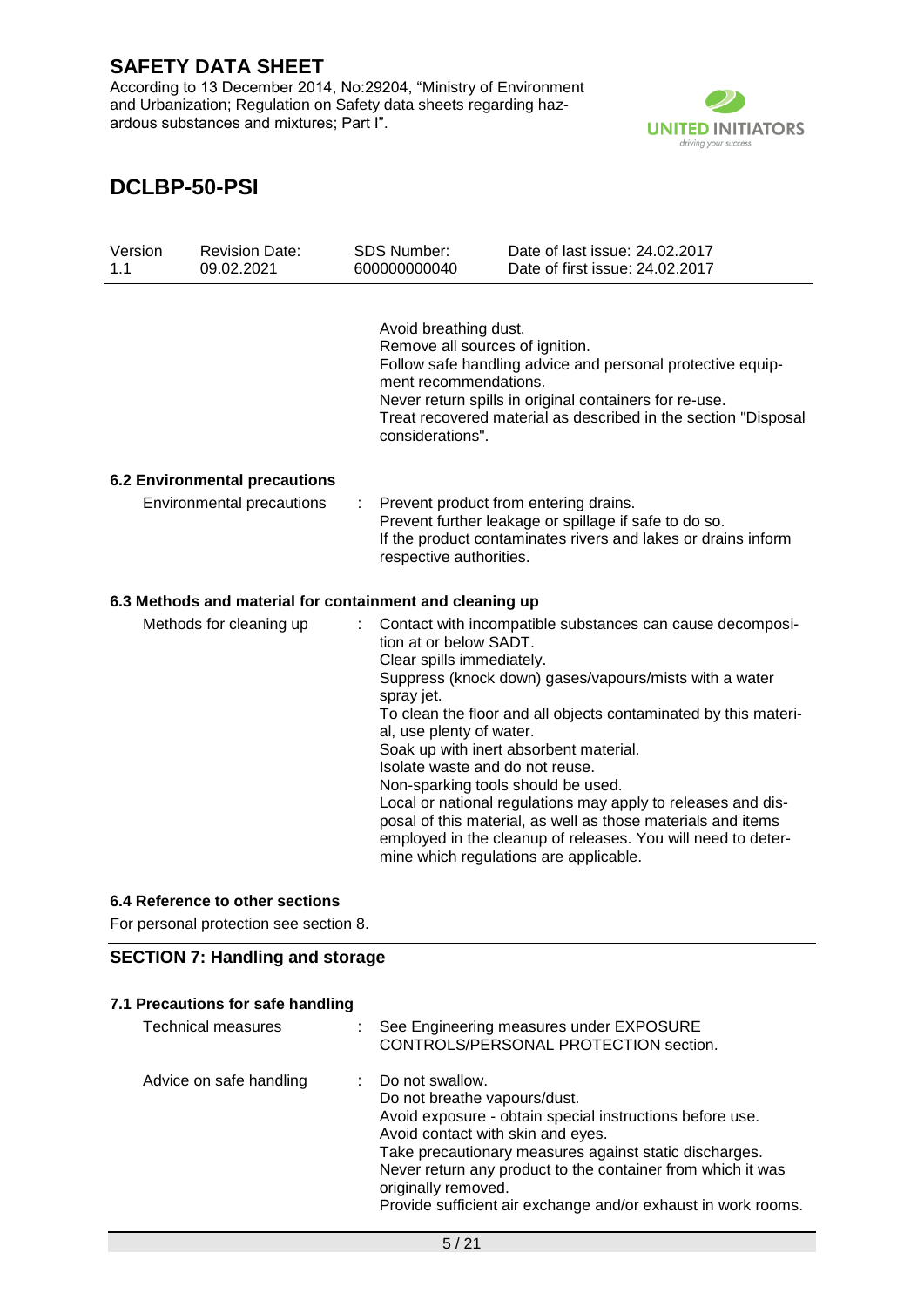Avoid breathing dust.
Remove all sources of ignition.
Follow safe handling advice and personal protective equipment recommendations.
Never return spills in original containers for re-use.
Treat recovered material as described in the section "Disposal considerations".

### 6.2 Environmental precautions

Environmental precautions : Prevent product from entering drains.
Prevent further leakage or spillage if safe to do so.
If the product contaminates rivers and lakes or drains inform respective authorities.

### 6.3 Methods and material for containment and cleaning up

Methods for cleaning up : Contact with incompatible substances can cause decomposition at or below SADT.
Clear spills immediately.
Suppress (knock down) gases/vapours/mists with a water spray jet.
To clean the floor and all objects contaminated by this material, use plenty of water.
Soak up with inert absorbent material.
Isolate waste and do not reuse.
Non-sparking tools should be used.
Local or national regulations may apply to releases and disposal of this material, as well as those materials and items employed in the cleanup of releases. You will need to determine which regulations are applicable.

### 6.4 Reference to other sections

For personal protection see section 8.

## SECTION 7: Handling and storage

### 7.1 Precautions for safe handling

Technical measures : See Engineering measures under EXPOSURE CONTROLS/PERSONAL PROTECTION section.

Advice on safe handling : Do not swallow.
Do not breathe vapours/dust.
Avoid exposure - obtain special instructions before use.
Avoid contact with skin and eyes.
Take precautionary measures against static discharges.
Never return any product to the container from which it was originally removed.
Provide sufficient air exchange and/or exhaust in work rooms.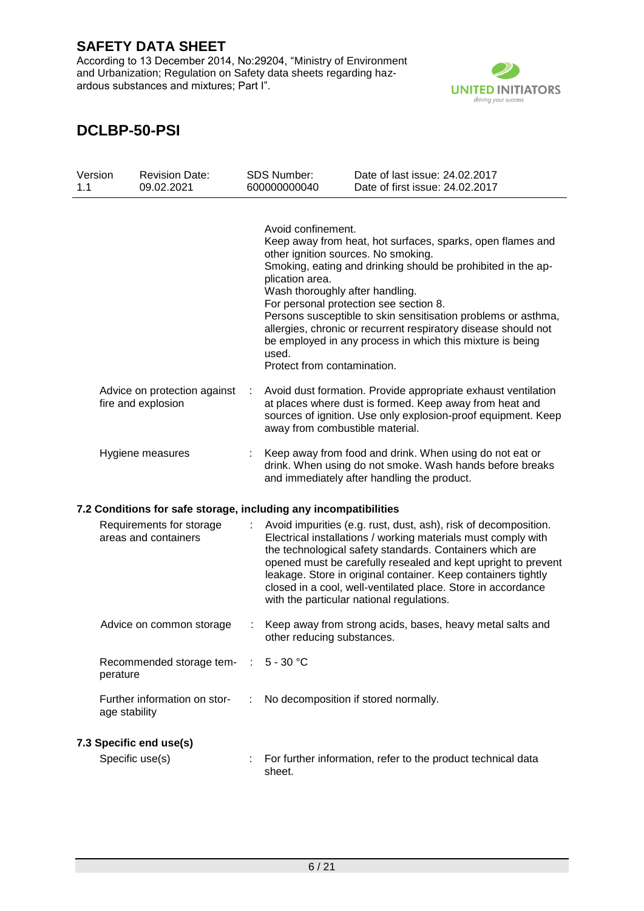Avoid confinement.
Keep away from heat, hot surfaces, sparks, open flames and other ignition sources. No smoking.
Smoking, eating and drinking should be prohibited in the application area.
Wash thoroughly after handling.
For personal protection see section 8.
Persons susceptible to skin sensitisation problems or asthma, allergies, chronic or recurrent respiratory disease should not be employed in any process in which this mixture is being used.
Protect from contamination.

| | | |
|---|---|---|
| Advice on protection against fire and explosion | : | Avoid dust formation. Provide appropriate exhaust ventilation at places where dust is formed. Keep away from heat and sources of ignition. Use only explosion-proof equipment. Keep away from combustible material. |
| Hygiene measures | : | Keep away from food and drink. When using do not eat or drink. When using do not smoke. Wash hands before breaks and immediately after handling the product. |

### 7.2 Conditions for safe storage, including any incompatibilities

| | | |
|---|---|---|
| Requirements for storage areas and containers | : | Avoid impurities (e.g. rust, dust, ash), risk of decomposition. Electrical installations / working materials must comply with the technological safety standards. Containers which are opened must be carefully resealed and kept upright to prevent leakage. Store in original container. Keep containers tightly closed in a cool, well-ventilated place. Store in accordance with the particular national regulations. |
| Advice on common storage | : | Keep away from strong acids, bases, heavy metal salts and other reducing substances. |
| Recommended storage temperature | : | 5 - 30 °C |
| Further information on storage stability | : | No decomposition if stored normally. |

### 7.3 Specific end use(s)

| | | |
|---|---|---|
| Specific use(s) | : | For further information, refer to the product technical data sheet. |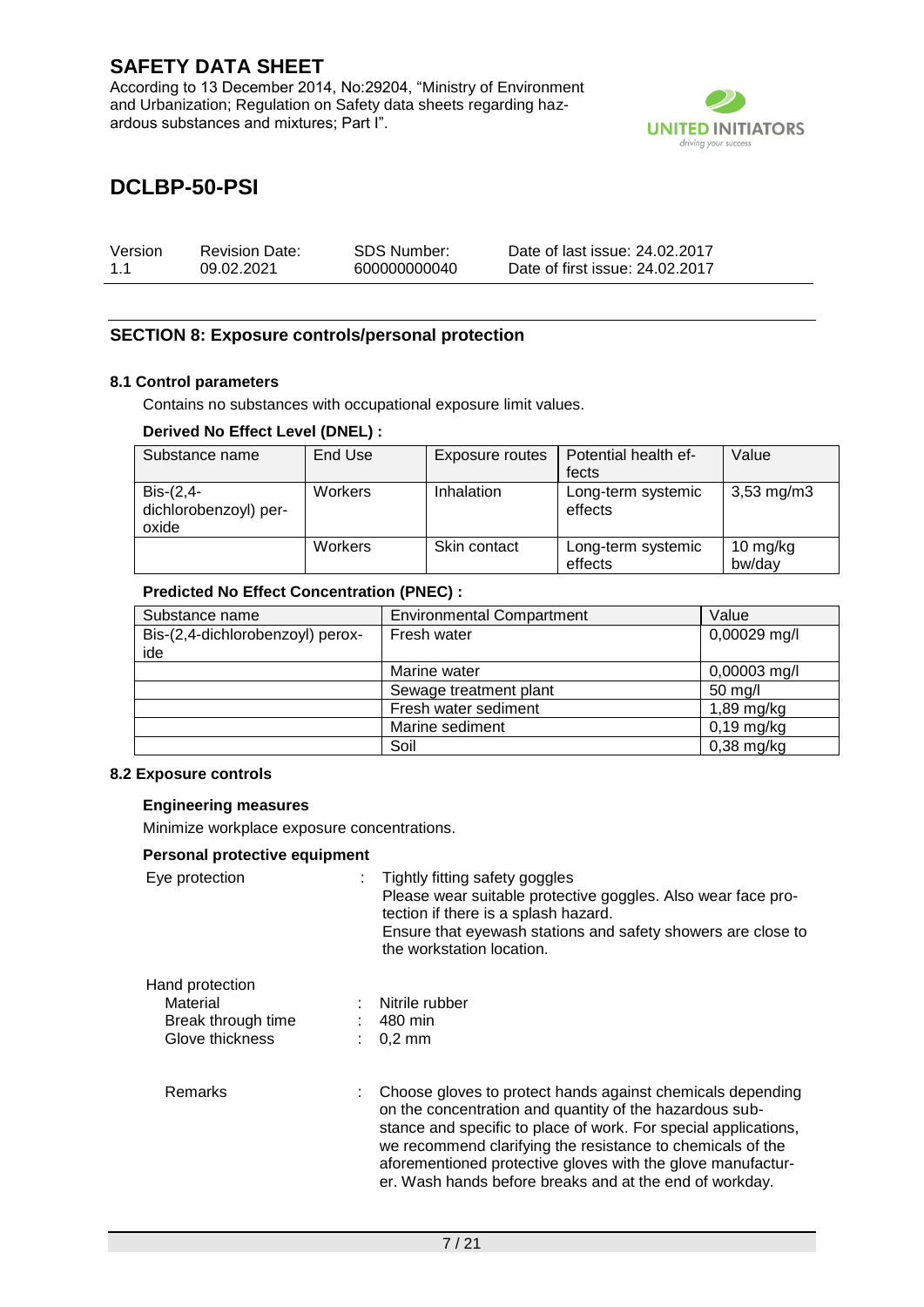# SAFETY DATA SHEET

According to 13 December 2014, No:29204, "Ministry of Environment and Urbanization; Regulation on Safety data sheets regarding hazardous substances and mixtures; Part I".

# DCLBP-50-PSI

| Version | Revision Date: | SDS Number: | Date of last issue: 24.02.2017 |
|---|---|---|---|
| 1.1 | 09.02.2021 | 600000000040 | Date of first issue: 24.02.2017 |

## SECTION 8: Exposure controls/personal protection

### 8.1 Control parameters

Contains no substances with occupational exposure limit values.

**Derived No Effect Level (DNEL) :**

| Substance name | End Use | Exposure routes | Potential health effects | Value |
|---|---|---|---|---|
| Bis-(2,4-dichlorobenzoyl) peroxide | Workers | Inhalation | Long-term systemic effects | 3,53 mg/m3 |
| | Workers | Skin contact | Long-term systemic effects | 10 mg/kg bw/day |

**Predicted No Effect Concentration (PNEC) :**

| Substance name | Environmental Compartment | Value |
|---|---|---|
| Bis-(2,4-dichlorobenzoyl) peroxide | Fresh water | 0,00029 mg/l |
| | Marine water | 0,00003 mg/l |
| | Sewage treatment plant | 50 mg/l |
| | Fresh water sediment | 1,89 mg/kg |
| | Marine sediment | 0,19 mg/kg |
| | Soil | 0,38 mg/kg |

### 8.2 Exposure controls

**Engineering measures**

Minimize workplace exposure concentrations.

**Personal protective equipment**

Eye protection : Tightly fitting safety goggles
Please wear suitable protective goggles. Also wear face protection if there is a splash hazard.
Ensure that eyewash stations and safety showers are close to the workstation location.

Hand protection
- Material : Nitrile rubber
- Break through time : 480 min
- Glove thickness : 0,2 mm

Remarks : Choose gloves to protect hands against chemicals depending on the concentration and quantity of the hazardous substance and specific to place of work. For special applications, we recommend clarifying the resistance to chemicals of the aforementioned protective gloves with the glove manufacturer. Wash hands before breaks and at the end of workday.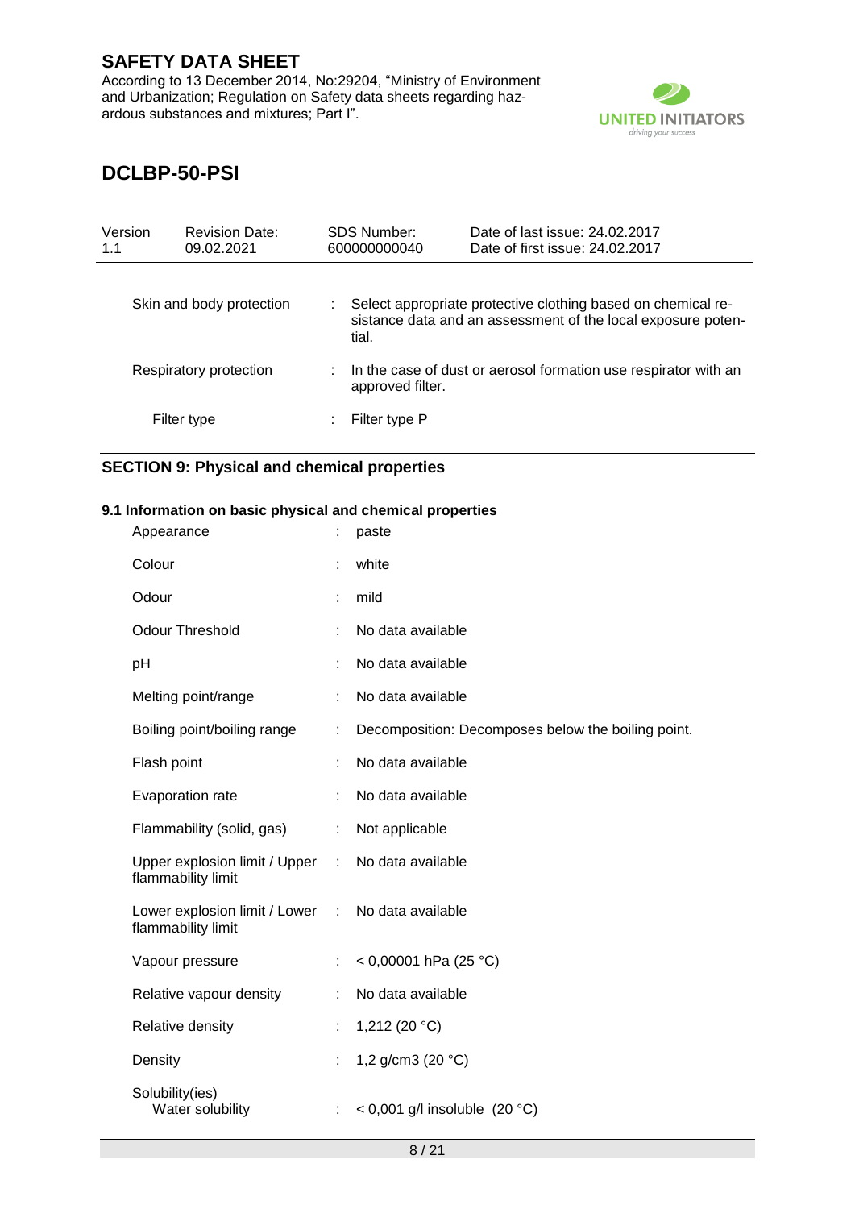| | | |
|---|---|---|
| Skin and body protection | : | Select appropriate protective clothing based on chemical resistance data and an assessment of the local exposure potential. |
| Respiratory protection | : | In the case of dust or aerosol formation use respirator with an approved filter. |
| Filter type | : | Filter type P |

## SECTION 9: Physical and chemical properties

### 9.1 Information on basic physical and chemical properties

| | | |
|---|---|---|
| Appearance | : | paste |
| Colour | : | white |
| Odour | : | mild |
| Odour Threshold | : | No data available |
| pH | : | No data available |
| Melting point/range | : | No data available |
| Boiling point/boiling range | : | Decomposition: Decomposes below the boiling point. |
| Flash point | : | No data available |
| Evaporation rate | : | No data available |
| Flammability (solid, gas) | : | Not applicable |
| Upper explosion limit / Upper flammability limit | : | No data available |
| Lower explosion limit / Lower flammability limit | : | No data available |
| Vapour pressure | : | < 0,00001 hPa (25 °C) |
| Relative vapour density | : | No data available |
| Relative density | : | 1,212 (20 °C) |
| Density | : | 1,2 g/cm3 (20 °C) |
| Solubility(ies) Water solubility | : | < 0,001 g/l insoluble (20 °C) |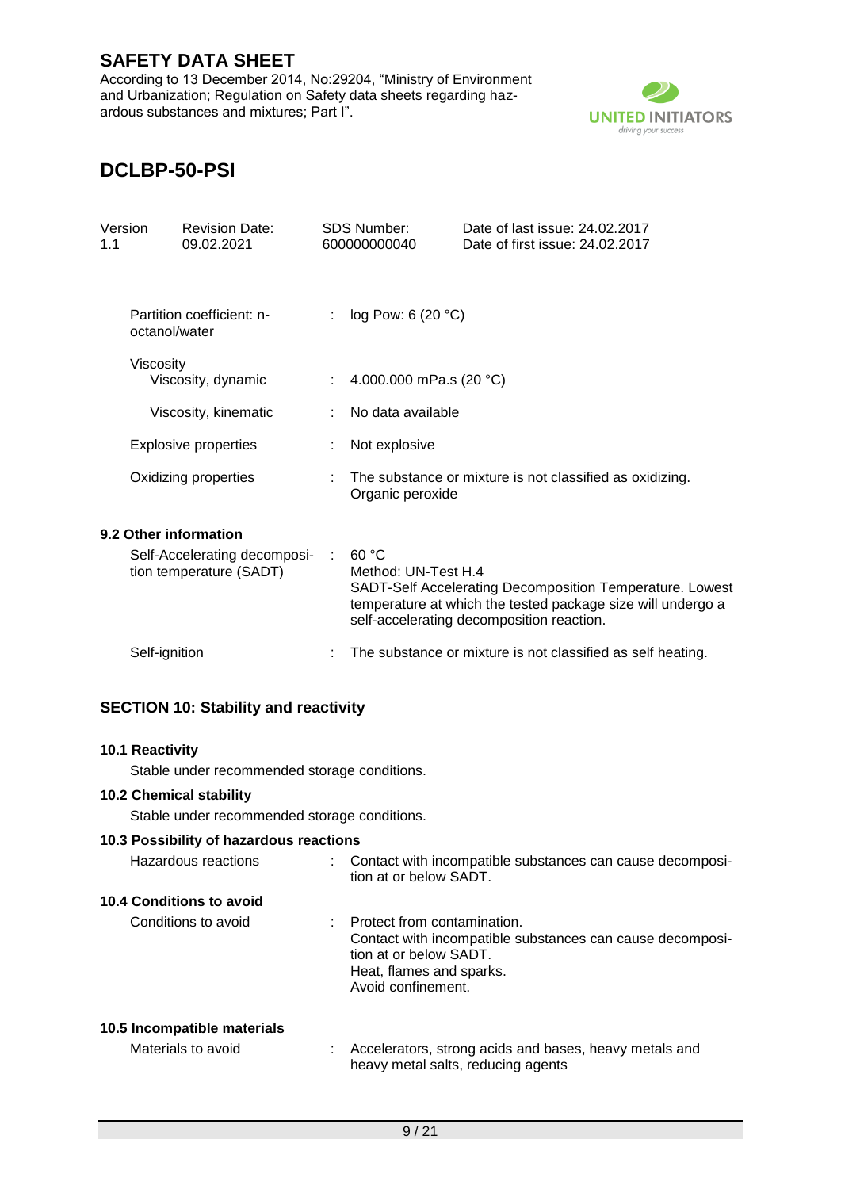| | | |
|---|---|---|
| Partition coefficient: n-octanol/water | : | log Pow: 6 (20 °C) |
| Viscosity | | |
| Viscosity, dynamic | : | 4.000.000 mPa.s (20 °C) |
| Viscosity, kinematic | : | No data available |
| Explosive properties | : | Not explosive |
| Oxidizing properties | : | The substance or mixture is not classified as oxidizing. Organic peroxide |

### 9.2 Other information

| | | |
|---|---|---|
| Self-Accelerating decomposition temperature (SADT) | : | 60 °C<br>Method: UN-Test H.4<br>SADT-Self Accelerating Decomposition Temperature. Lowest temperature at which the tested package size will undergo a self-accelerating decomposition reaction. |
| Self-ignition | : | The substance or mixture is not classified as self heating. |

## SECTION 10: Stability and reactivity

### 10.1 Reactivity

Stable under recommended storage conditions.

### 10.2 Chemical stability

Stable under recommended storage conditions.

### 10.3 Possibility of hazardous reactions

| | | |
|---|---|---|
| Hazardous reactions | : | Contact with incompatible substances can cause decomposition at or below SADT. |

### 10.4 Conditions to avoid

| | | |
|---|---|---|
| Conditions to avoid | : | Protect from contamination.<br>Contact with incompatible substances can cause decomposition at or below SADT.<br>Heat, flames and sparks.<br>Avoid confinement. |

### 10.5 Incompatible materials

| | | |
|---|---|---|
| Materials to avoid | : | Accelerators, strong acids and bases, heavy metals and heavy metal salts, reducing agents |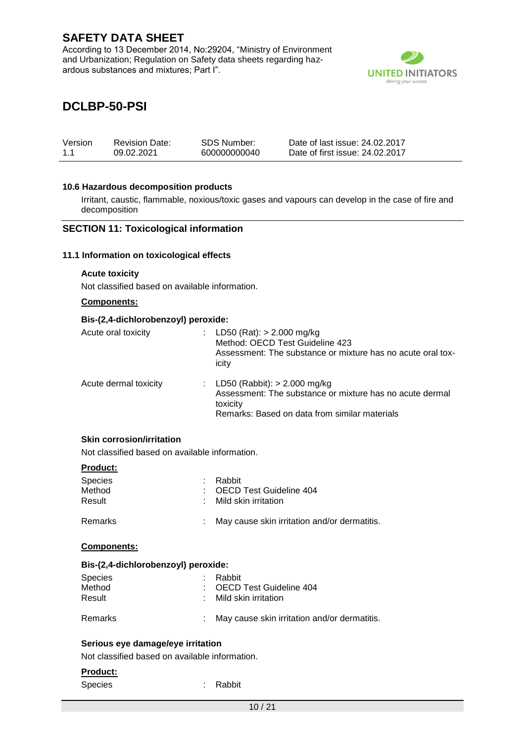#### 10.6 Hazardous decomposition products

Irritant, caustic, flammable, noxious/toxic gases and vapours can develop in the case of fire and decomposition

## SECTION 11: Toxicological information

#### 11.1 Information on toxicological effects

**Acute toxicity**

Not classified based on available information.

**Components:**

**Bis-(2,4-dichlorobenzoyl) peroxide:**

| | | |
|---|---|---|
| Acute oral toxicity | : | LD50 (Rat): > 2.000 mg/kg<br>Method: OECD Test Guideline 423<br>Assessment: The substance or mixture has no acute oral toxicity |
| Acute dermal toxicity | : | LD50 (Rabbit): > 2.000 mg/kg<br>Assessment: The substance or mixture has no acute dermal toxicity<br>Remarks: Based on data from similar materials |

**Skin corrosion/irritation**

Not classified based on available information.

**Product:**

| | | |
|---|---|---|
| Species | : | Rabbit |
| Method | : | OECD Test Guideline 404 |
| Result | : | Mild skin irritation |
| Remarks | : | May cause skin irritation and/or dermatitis. |

**Components:**

**Bis-(2,4-dichlorobenzoyl) peroxide:**

| | | |
|---|---|---|
| Species | : | Rabbit |
| Method | : | OECD Test Guideline 404 |
| Result | : | Mild skin irritation |
| Remarks | : | May cause skin irritation and/or dermatitis. |

**Serious eye damage/eye irritation**

Not classified based on available information.

**Product:**

| | | |
|---|---|---|
| Species | : | Rabbit |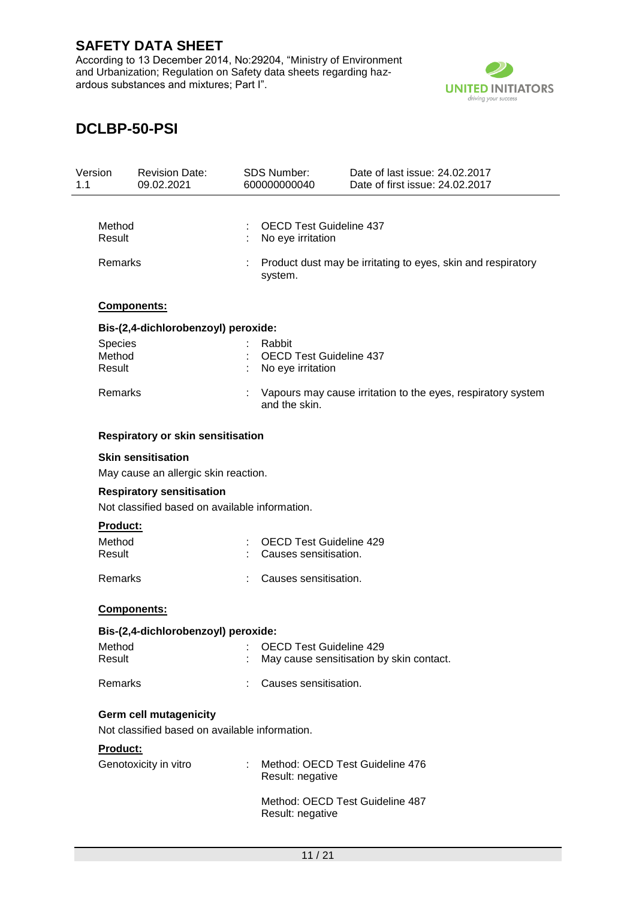| | | |
|---|---|---|
| Method | : | OECD Test Guideline 437 |
| Result | : | No eye irritation |
| Remarks | : | Product dust may be irritating to eyes, skin and respiratory system. |

**Components:**

**Bis-(2,4-dichlorobenzoyl) peroxide:**

| | | |
|---|---|---|
| Species | : | Rabbit |
| Method | : | OECD Test Guideline 437 |
| Result | : | No eye irritation |
| Remarks | : | Vapours may cause irritation to the eyes, respiratory system and the skin. |

**Respiratory or skin sensitisation**

**Skin sensitisation**

May cause an allergic skin reaction.

**Respiratory sensitisation**

Not classified based on available information.

**Product:**

| | | |
|---|---|---|
| Method | : | OECD Test Guideline 429 |
| Result | : | Causes sensitisation. |
| Remarks | : | Causes sensitisation. |

**Components:**

**Bis-(2,4-dichlorobenzoyl) peroxide:**

| | | |
|---|---|---|
| Method | : | OECD Test Guideline 429 |
| Result | : | May cause sensitisation by skin contact. |
| Remarks | : | Causes sensitisation. |

**Germ cell mutagenicity**

Not classified based on available information.

**Product:**

| | | |
|---|---|---|
| Genotoxicity in vitro | : | Method: OECD Test Guideline 476<br>Result: negative |
| | | Method: OECD Test Guideline 487<br>Result: negative |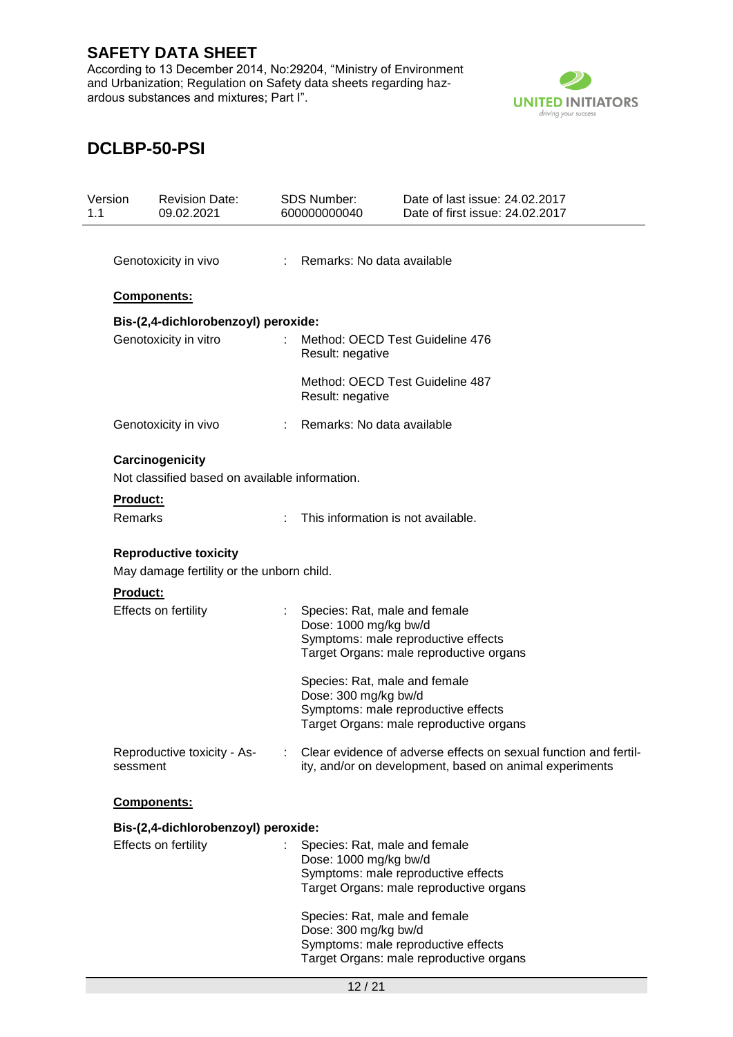Genotoxicity in vivo : Remarks: No data available

**Components:**

**Bis-(2,4-dichlorobenzoyl) peroxide:**

| | | |
|---|---|---|
| Genotoxicity in vitro | : | Method: OECD Test Guideline 476<br>Result: negative |
| | | Method: OECD Test Guideline 487<br>Result: negative |
| Genotoxicity in vivo | : | Remarks: No data available |

**Carcinogenicity**

Not classified based on available information.

**Product:**

| | | |
|---|---|---|
| Remarks | : | This information is not available. |

**Reproductive toxicity**

May damage fertility or the unborn child.

**Product:**

| | | |
|---|---|---|
| Effects on fertility | : | Species: Rat, male and female<br>Dose: 1000 mg/kg bw/d<br>Symptoms: male reproductive effects<br>Target Organs: male reproductive organs |
| | | Species: Rat, male and female<br>Dose: 300 mg/kg bw/d<br>Symptoms: male reproductive effects<br>Target Organs: male reproductive organs |
| Reproductive toxicity - Assessment | : | Clear evidence of adverse effects on sexual function and fertility, and/or on development, based on animal experiments |

**Components:**

**Bis-(2,4-dichlorobenzoyl) peroxide:**

| | | |
|---|---|---|
| Effects on fertility | : | Species: Rat, male and female<br>Dose: 1000 mg/kg bw/d<br>Symptoms: male reproductive effects<br>Target Organs: male reproductive organs |
| | | Species: Rat, male and female<br>Dose: 300 mg/kg bw/d<br>Symptoms: male reproductive effects<br>Target Organs: male reproductive organs |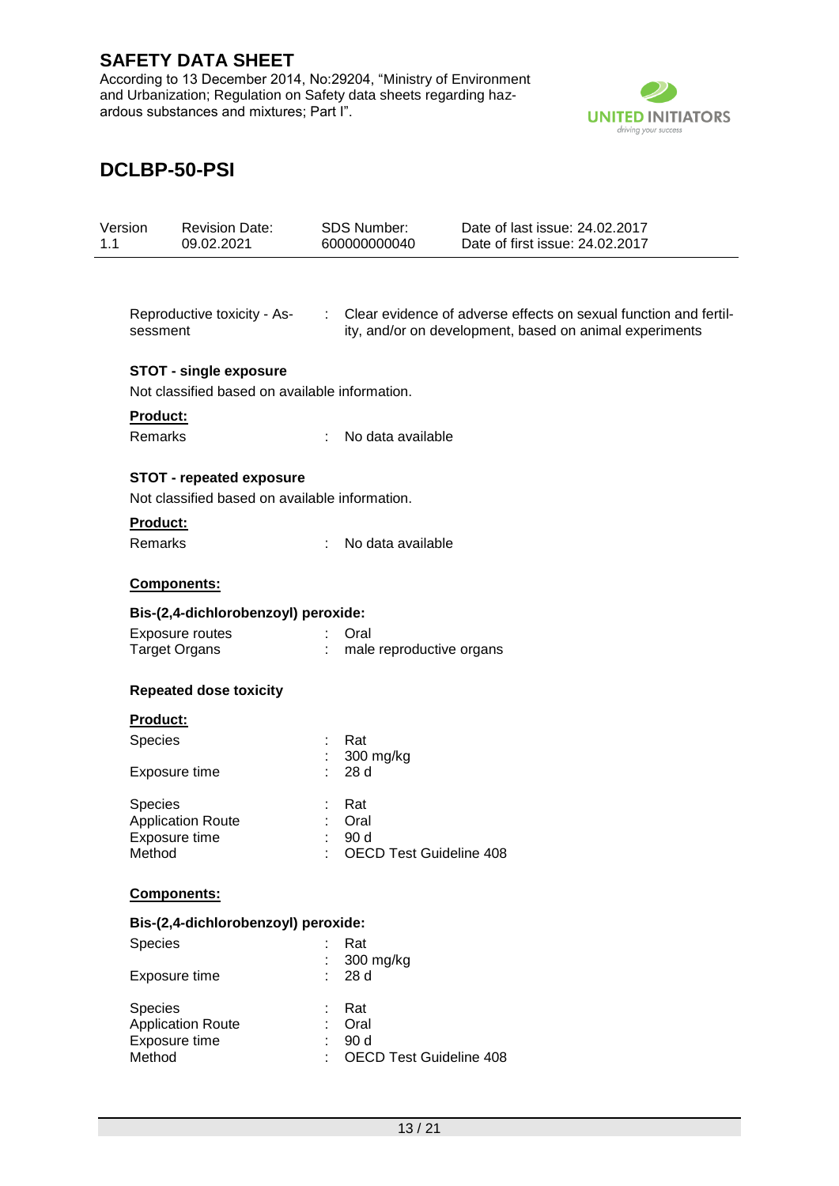Reproductive toxicity - Assessment : Clear evidence of adverse effects on sexual function and fertility, and/or on development, based on animal experiments

**STOT - single exposure**

Not classified based on available information.

**Product:**

Remarks : No data available

**STOT - repeated exposure**

Not classified based on available information.

**Product:**

Remarks : No data available

**Components:**

**Bis-(2,4-dichlorobenzoyl) peroxide:**

Exposure routes : Oral
Target Organs : male reproductive organs

**Repeated dose toxicity**

**Product:**

Species : Rat
: 300 mg/kg
Exposure time : 28 d

Species : Rat
Application Route : Oral
Exposure time : 90 d
Method : OECD Test Guideline 408

**Components:**

**Bis-(2,4-dichlorobenzoyl) peroxide:**

Species : Rat
: 300 mg/kg
Exposure time : 28 d

Species : Rat
Application Route : Oral
Exposure time : 90 d
Method : OECD Test Guideline 408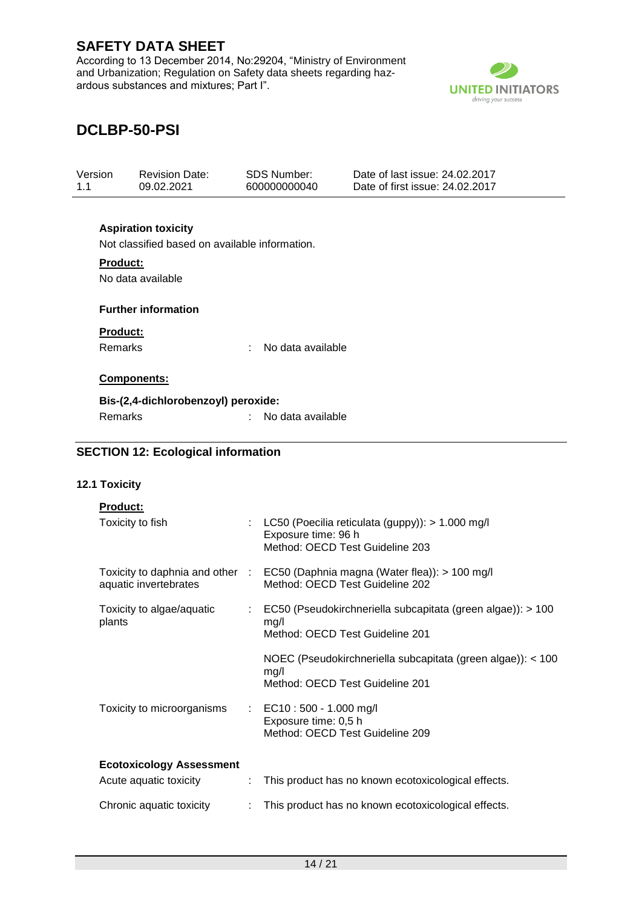### Aspiration toxicity

Not classified based on available information.

**Product:**

No data available

### Further information

**Product:**

| | | |
|---|---|---|
| Remarks | : | No data available |

**Components:**

**Bis-(2,4-dichlorobenzoyl) peroxide:**

| | | |
|---|---|---|
| Remarks | : | No data available |

## SECTION 12: Ecological information

### 12.1 Toxicity

**Product:**

| | | |
|---|---|---|
| Toxicity to fish | : | LC50 (Poecilia reticulata (guppy)): > 1.000 mg/l<br>Exposure time: 96 h<br>Method: OECD Test Guideline 203 |
| Toxicity to daphnia and other aquatic invertebrates | : | EC50 (Daphnia magna (Water flea)): > 100 mg/l<br>Method: OECD Test Guideline 202 |
| Toxicity to algae/aquatic plants | : | EC50 (Pseudokirchneriella subcapitata (green algae)): > 100 mg/l<br>Method: OECD Test Guideline 201 |
| | | NOEC (Pseudokirchneriella subcapitata (green algae)): < 100 mg/l<br>Method: OECD Test Guideline 201 |
| Toxicity to microorganisms | : | EC10 : 500 - 1.000 mg/l<br>Exposure time: 0,5 h<br>Method: OECD Test Guideline 209 |

**Ecotoxicology Assessment**

| | | |
|---|---|---|
| Acute aquatic toxicity | : | This product has no known ecotoxicological effects. |
| Chronic aquatic toxicity | : | This product has no known ecotoxicological effects. |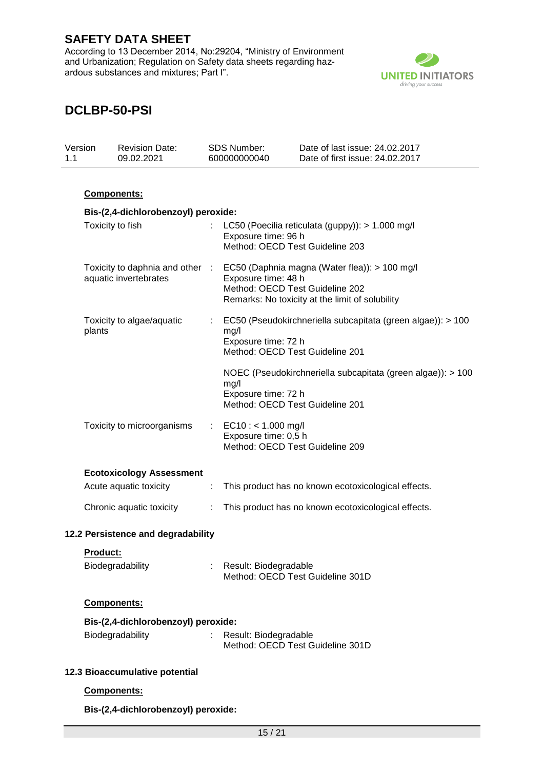**Components:**

**Bis-(2,4-dichlorobenzoyl) peroxide:**

| | | |
|---|---|---|
| Toxicity to fish | : | LC50 (Poecilia reticulata (guppy)): > 1.000 mg/l<br>Exposure time: 96 h<br>Method: OECD Test Guideline 203 |
| Toxicity to daphnia and other aquatic invertebrates | : | EC50 (Daphnia magna (Water flea)): > 100 mg/l<br>Exposure time: 48 h<br>Method: OECD Test Guideline 202<br>Remarks: No toxicity at the limit of solubility |
| Toxicity to algae/aquatic plants | : | EC50 (Pseudokirchneriella subcapitata (green algae)): > 100 mg/l<br>Exposure time: 72 h<br>Method: OECD Test Guideline 201<br><br>NOEC (Pseudokirchneriella subcapitata (green algae)): > 100 mg/l<br>Exposure time: 72 h<br>Method: OECD Test Guideline 201 |
| Toxicity to microorganisms | : | EC10 : < 1.000 mg/l<br>Exposure time: 0,5 h<br>Method: OECD Test Guideline 209 |

**Ecotoxicology Assessment**

| | | |
|---|---|---|
| Acute aquatic toxicity | : | This product has no known ecotoxicological effects. |
| Chronic aquatic toxicity | : | This product has no known ecotoxicological effects. |

**12.2 Persistence and degradability**

**Product:**

| | | |
|---|---|---|
| Biodegradability | : | Result: Biodegradable<br>Method: OECD Test Guideline 301D |

**Components:**

**Bis-(2,4-dichlorobenzoyl) peroxide:**

| | | |
|---|---|---|
| Biodegradability | : | Result: Biodegradable<br>Method: OECD Test Guideline 301D |

**12.3 Bioaccumulative potential**

**Components:**

**Bis-(2,4-dichlorobenzoyl) peroxide:**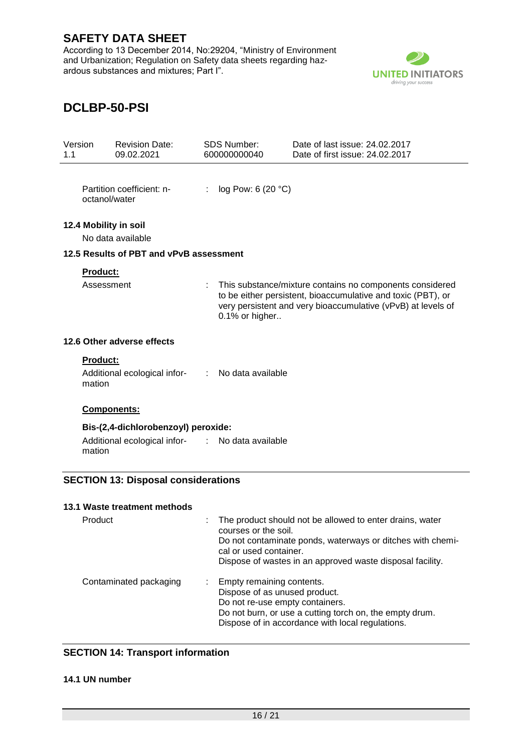| | | |
|---|---|---|
| Partition coefficient: n-octanol/water | : | log Pow: 6 (20 °C) |

### 12.4 Mobility in soil

No data available

### 12.5 Results of PBT and vPvB assessment

**Product:**

| | | |
|---|---|---|
| Assessment | : | This substance/mixture contains no components considered to be either persistent, bioaccumulative and toxic (PBT), or very persistent and very bioaccumulative (vPvB) at levels of 0.1% or higher.. |

### 12.6 Other adverse effects

**Product:**

| | | |
|---|---|---|
| Additional ecological information | : | No data available |

**Components:**

**Bis-(2,4-dichlorobenzoyl) peroxide:**

| | | |
|---|---|---|
| Additional ecological information | : | No data available |

## SECTION 13: Disposal considerations

### 13.1 Waste treatment methods

| | | |
|---|---|---|
| Product | : | The product should not be allowed to enter drains, water courses or the soil.<br>Do not contaminate ponds, waterways or ditches with chemical or used container.<br>Dispose of wastes in an approved waste disposal facility. |
| Contaminated packaging | : | Empty remaining contents.<br>Dispose of as unused product.<br>Do not re-use empty containers.<br>Do not burn, or use a cutting torch on, the empty drum.<br>Dispose of in accordance with local regulations. |

## SECTION 14: Transport information

### 14.1 UN number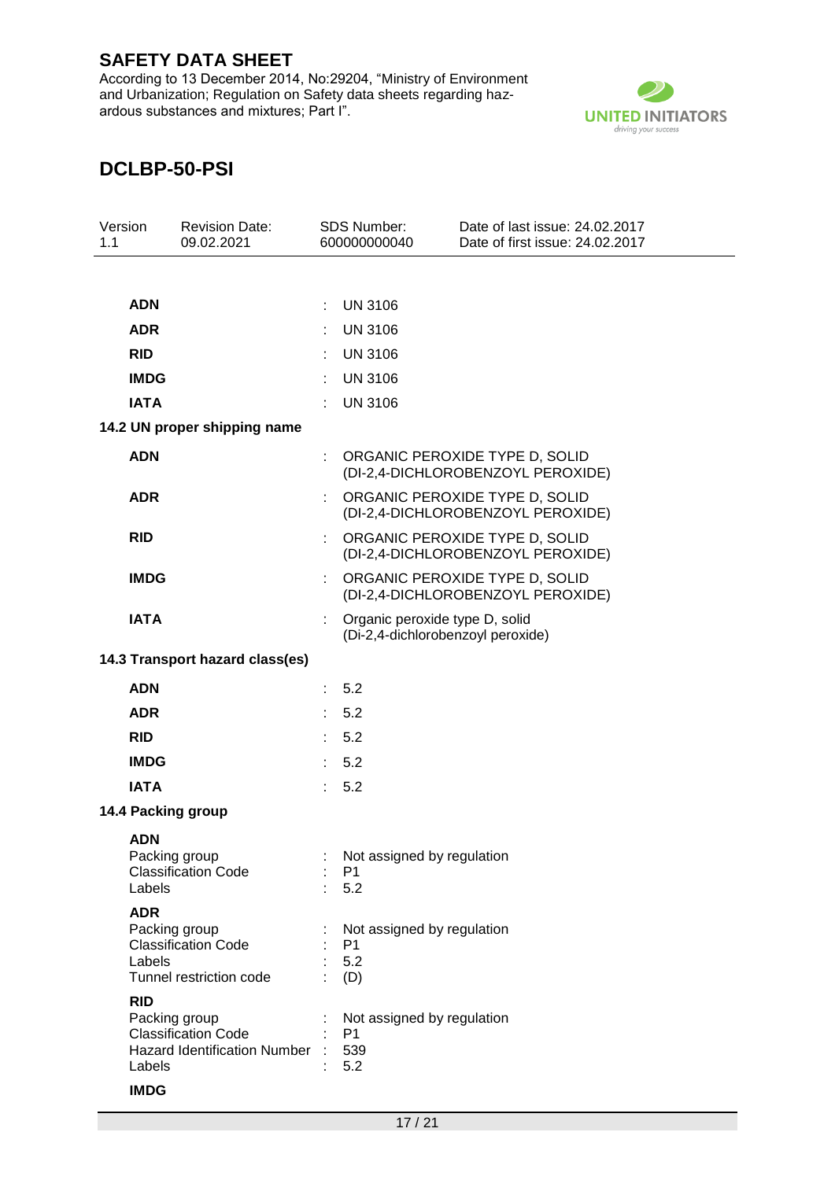| | | |
|---|---|---|
| **ADN** | : | UN 3106 |
| **ADR** | : | UN 3106 |
| **RID** | : | UN 3106 |
| **IMDG** | : | UN 3106 |
| **IATA** | : | UN 3106 |

### 14.2 UN proper shipping name

| | | |
|---|---|---|
| **ADN** | : | ORGANIC PEROXIDE TYPE D, SOLID (DI-2,4-DICHLOROBENZOYL PEROXIDE) |
| **ADR** | : | ORGANIC PEROXIDE TYPE D, SOLID (DI-2,4-DICHLOROBENZOYL PEROXIDE) |
| **RID** | : | ORGANIC PEROXIDE TYPE D, SOLID (DI-2,4-DICHLOROBENZOYL PEROXIDE) |
| **IMDG** | : | ORGANIC PEROXIDE TYPE D, SOLID (DI-2,4-DICHLOROBENZOYL PEROXIDE) |
| **IATA** | : | Organic peroxide type D, solid (Di-2,4-dichlorobenzoyl peroxide) |

### 14.3 Transport hazard class(es)

| | | |
|---|---|---|
| **ADN** | : | 5.2 |
| **ADR** | : | 5.2 |
| **RID** | : | 5.2 |
| **IMDG** | : | 5.2 |
| **IATA** | : | 5.2 |

### 14.4 Packing group

**ADN**

| | | |
|---|---|---|
| Packing group | : | Not assigned by regulation |
| Classification Code | : | P1 |
| Labels | : | 5.2 |

**ADR**

| | | |
|---|---|---|
| Packing group | : | Not assigned by regulation |
| Classification Code | : | P1 |
| Labels | : | 5.2 |
| Tunnel restriction code | : | (D) |

**RID**

| | | |
|---|---|---|
| Packing group | : | Not assigned by regulation |
| Classification Code | : | P1 |
| Hazard Identification Number | : | 539 |
| Labels | : | 5.2 |

**IMDG**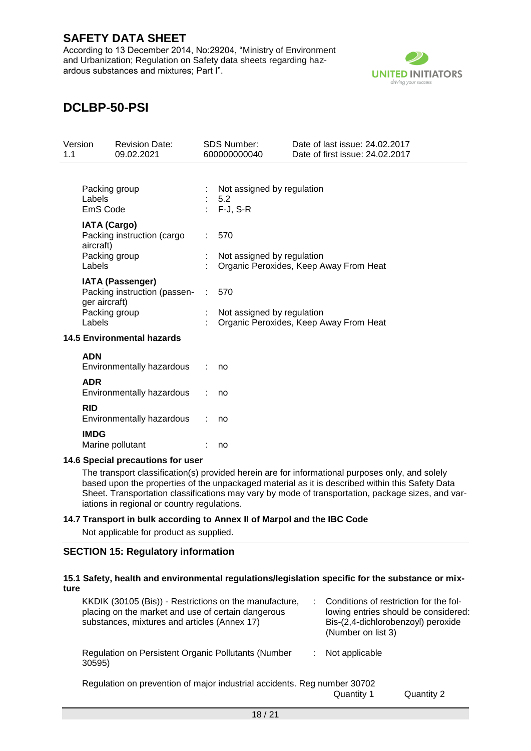| | | |
|---|---|---|
| Packing group | : | Not assigned by regulation |
| Labels | : | 5.2 |
| EmS Code | : | F-J, S-R |

**IATA (Cargo)**

| | | |
|---|---|---|
| Packing instruction (cargo aircraft) | : | 570 |
| Packing group | : | Not assigned by regulation |
| Labels | : | Organic Peroxides, Keep Away From Heat |

**IATA (Passenger)**

| | | |
|---|---|---|
| Packing instruction (passenger aircraft) | : | 570 |
| Packing group | : | Not assigned by regulation |
| Labels | : | Organic Peroxides, Keep Away From Heat |

### 14.5 Environmental hazards

**ADN**

Environmentally hazardous : no

**ADR**

Environmentally hazardous : no

**RID**

Environmentally hazardous : no

**IMDG**

Marine pollutant : no

### 14.6 Special precautions for user

The transport classification(s) provided herein are for informational purposes only, and solely based upon the properties of the unpackaged material as it is described within this Safety Data Sheet. Transportation classifications may vary by mode of transportation, package sizes, and variations in regional or country regulations.

### 14.7 Transport in bulk according to Annex II of Marpol and the IBC Code

Not applicable for product as supplied.

## SECTION 15: Regulatory information

### 15.1 Safety, health and environmental regulations/legislation specific for the substance or mixture

| | | |
|---|---|---|
| KKDIK (30105 (Bis)) - Restrictions on the manufacture, placing on the market and use of certain dangerous substances, mixtures and articles (Annex 17) | : | Conditions of restriction for the following entries should be considered: Bis-(2,4-dichlorobenzoyl) peroxide (Number on list 3) |
| Regulation on Persistent Organic Pollutants (Number 30595) | : | Not applicable |

Regulation on prevention of major industrial accidents. Reg number 30702

| | Quantity 1 | Quantity 2 |
|---|---|---|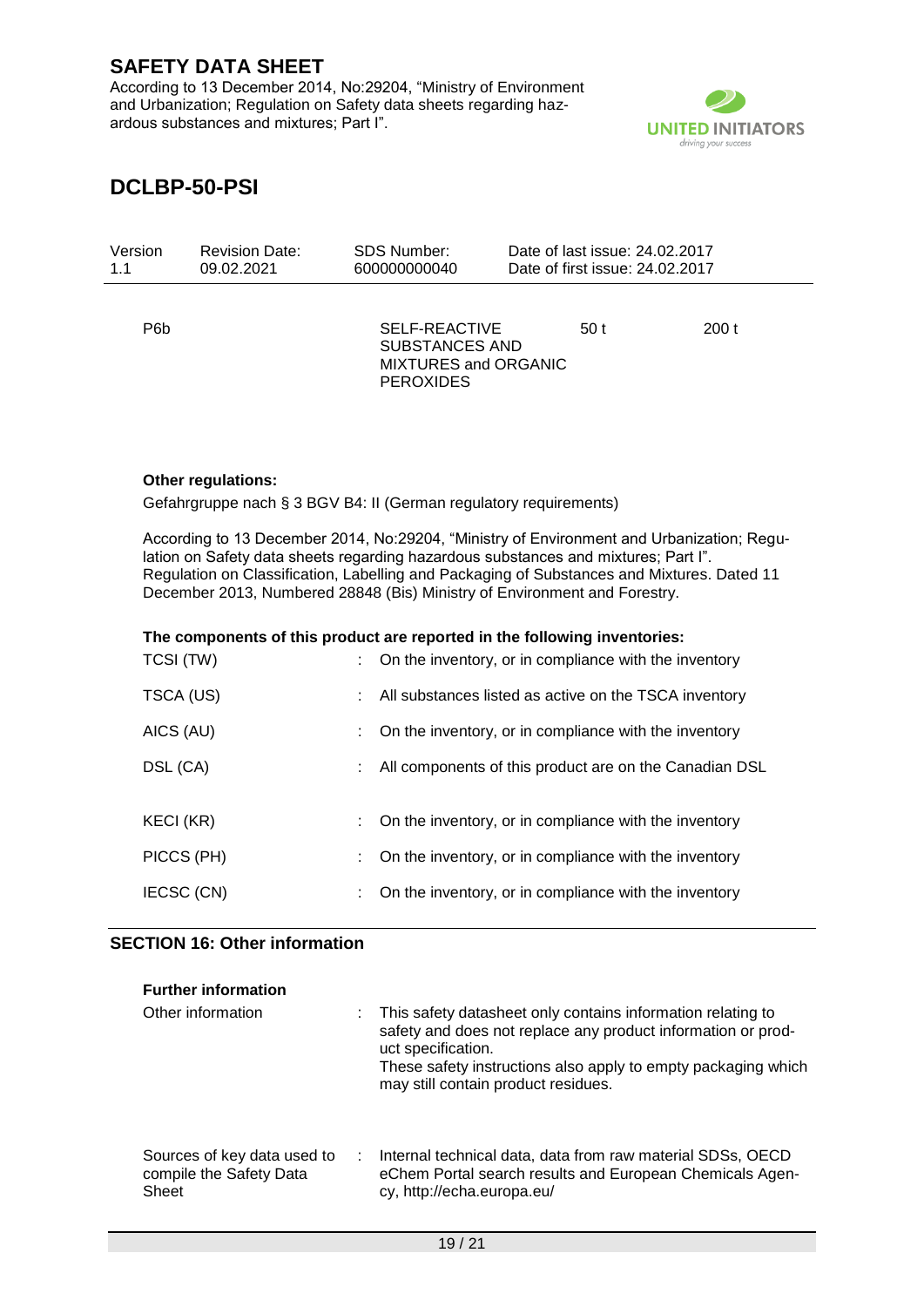| | | | |
|---|---|---|---|
| P6b | SELF-REACTIVE SUBSTANCES AND MIXTURES and ORGANIC PEROXIDES | 50 t | 200 t |

**Other regulations:**

Gefahrgruppe nach § 3 BGV B4: II (German regulatory requirements)

According to 13 December 2014, No:29204, "Ministry of Environment and Urbanization; Regulation on Safety data sheets regarding hazardous substances and mixtures; Part I".
Regulation on Classification, Labelling and Packaging of Substances and Mixtures. Dated 11 December 2013, Numbered 28848 (Bis) Ministry of Environment and Forestry.

**The components of this product are reported in the following inventories:**

| | | |
|---|---|---|
| TCSI (TW) | : | On the inventory, or in compliance with the inventory |
| TSCA (US) | : | All substances listed as active on the TSCA inventory |
| AICS (AU) | : | On the inventory, or in compliance with the inventory |
| DSL (CA) | : | All components of this product are on the Canadian DSL |
| KECI (KR) | : | On the inventory, or in compliance with the inventory |
| PICCS (PH) | : | On the inventory, or in compliance with the inventory |
| IECSC (CN) | : | On the inventory, or in compliance with the inventory |

## SECTION 16: Other information

**Further information**

Other information : This safety datasheet only contains information relating to safety and does not replace any product information or product specification.
These safety instructions also apply to empty packaging which may still contain product residues.

Sources of key data used to compile the Safety Data Sheet : Internal technical data, data from raw material SDSs, OECD eChem Portal search results and European Chemicals Agency, http://echa.europa.eu/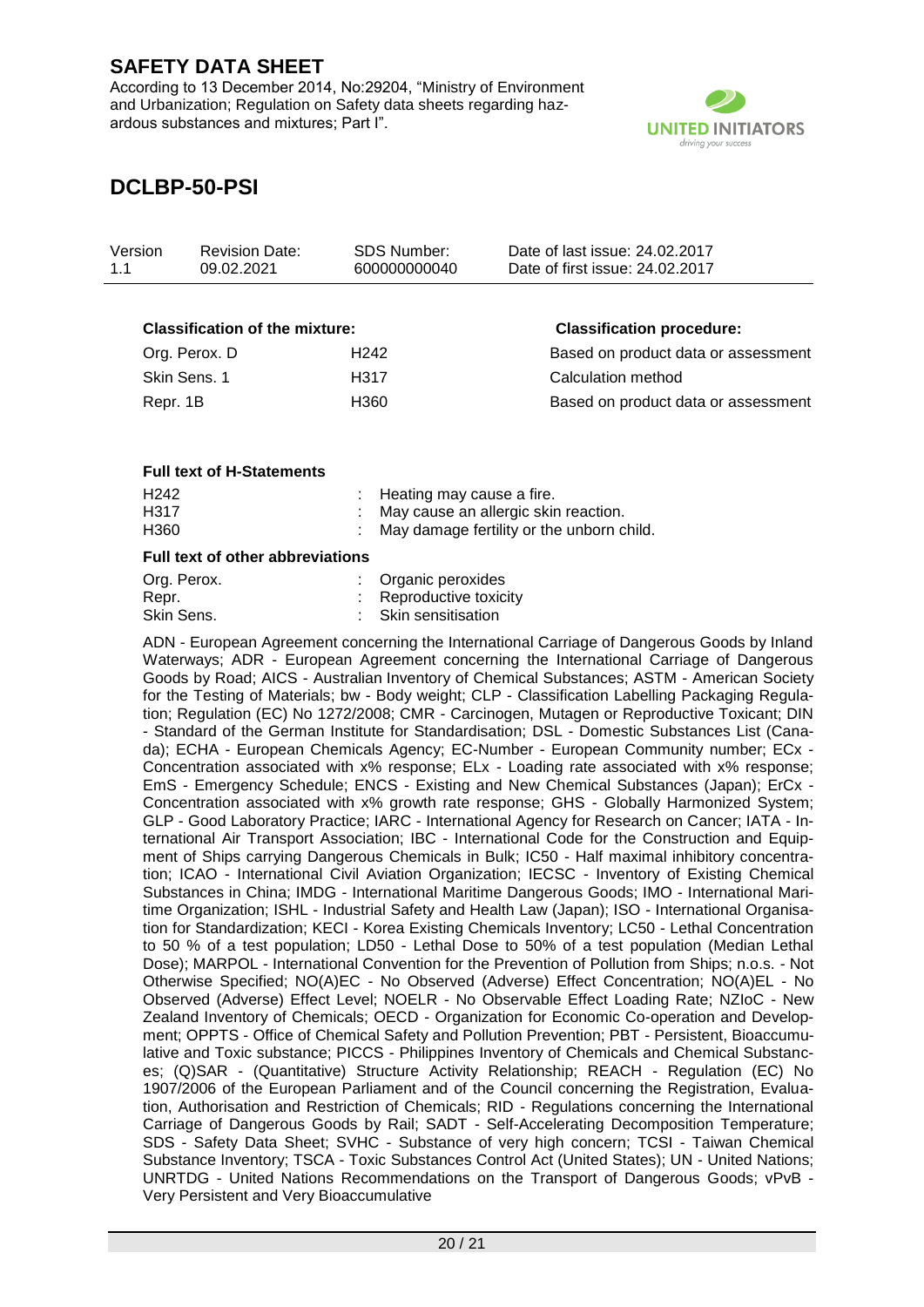**Classification of the mixture:**

| Classification of the mixture: | | Classification procedure: |
|---|---|---|
| Org. Perox. D | H242 | Based on product data or assessment |
| Skin Sens. 1 | H317 | Calculation method |
| Repr. 1B | H360 | Based on product data or assessment |

**Full text of H-Statements**

| | | |
|---|---|---|
| H242 | : | Heating may cause a fire. |
| H317 | : | May cause an allergic skin reaction. |
| H360 | : | May damage fertility or the unborn child. |

**Full text of other abbreviations**

| | | |
|---|---|---|
| Org. Perox. | : | Organic peroxides |
| Repr. | : | Reproductive toxicity |
| Skin Sens. | : | Skin sensitisation |

ADN - European Agreement concerning the International Carriage of Dangerous Goods by Inland Waterways; ADR - European Agreement concerning the International Carriage of Dangerous Goods by Road; AICS - Australian Inventory of Chemical Substances; ASTM - American Society for the Testing of Materials; bw - Body weight; CLP - Classification Labelling Packaging Regulation; Regulation (EC) No 1272/2008; CMR - Carcinogen, Mutagen or Reproductive Toxicant; DIN - Standard of the German Institute for Standardisation; DSL - Domestic Substances List (Canada); ECHA - European Chemicals Agency; EC-Number - European Community number; ECx - Concentration associated with x% response; ELx - Loading rate associated with x% response; EmS - Emergency Schedule; ENCS - Existing and New Chemical Substances (Japan); ErCx - Concentration associated with x% growth rate response; GHS - Globally Harmonized System; GLP - Good Laboratory Practice; IARC - International Agency for Research on Cancer; IATA - International Air Transport Association; IBC - International Code for the Construction and Equipment of Ships carrying Dangerous Chemicals in Bulk; IC50 - Half maximal inhibitory concentration; ICAO - International Civil Aviation Organization; IECSC - Inventory of Existing Chemical Substances in China; IMDG - International Maritime Dangerous Goods; IMO - International Maritime Organization; ISHL - Industrial Safety and Health Law (Japan); ISO - International Organisation for Standardization; KECI - Korea Existing Chemicals Inventory; LC50 - Lethal Concentration to 50 % of a test population; LD50 - Lethal Dose to 50% of a test population (Median Lethal Dose); MARPOL - International Convention for the Prevention of Pollution from Ships; n.o.s. - Not Otherwise Specified; NO(A)EC - No Observed (Adverse) Effect Concentration; NO(A)EL - No Observed (Adverse) Effect Level; NOELR - No Observable Effect Loading Rate; NZIoC - New Zealand Inventory of Chemicals; OECD - Organization for Economic Co-operation and Development; OPPTS - Office of Chemical Safety and Pollution Prevention; PBT - Persistent, Bioaccumulative and Toxic substance; PICCS - Philippines Inventory of Chemicals and Chemical Substances; (Q)SAR - (Quantitative) Structure Activity Relationship; REACH - Regulation (EC) No 1907/2006 of the European Parliament and of the Council concerning the Registration, Evaluation, Authorisation and Restriction of Chemicals; RID - Regulations concerning the International Carriage of Dangerous Goods by Rail; SADT - Self-Accelerating Decomposition Temperature; SDS - Safety Data Sheet; SVHC - Substance of very high concern; TCSI - Taiwan Chemical Substance Inventory; TSCA - Toxic Substances Control Act (United States); UN - United Nations; UNRTDG - United Nations Recommendations on the Transport of Dangerous Goods; vPvB - Very Persistent and Very Bioaccumulative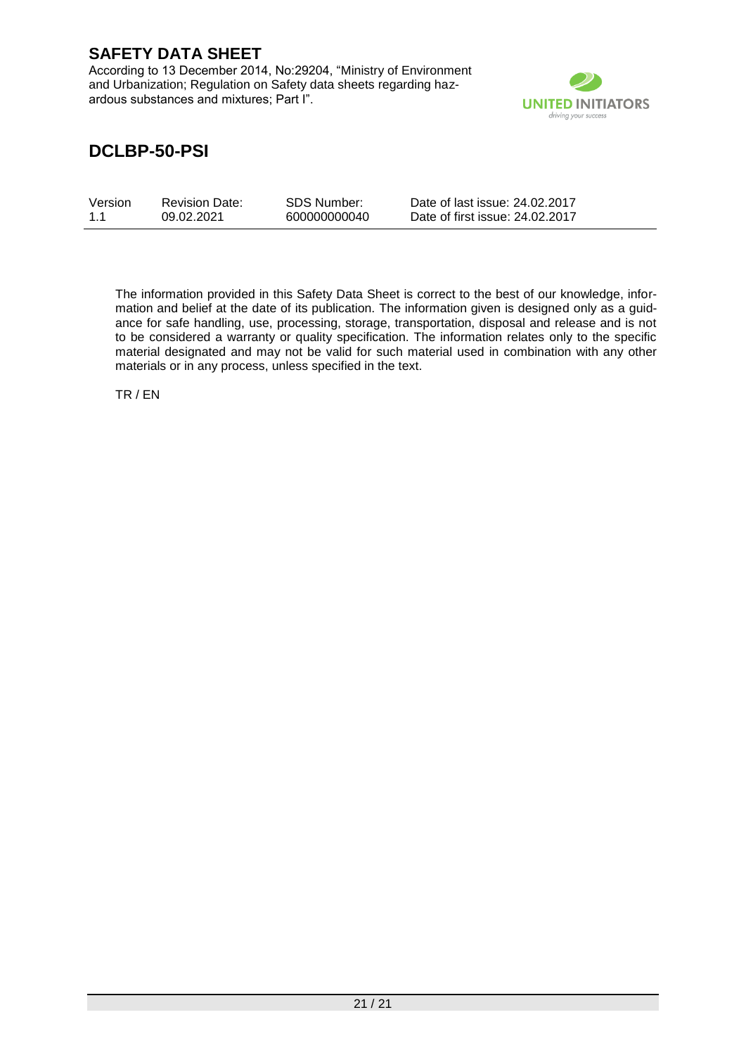The information provided in this Safety Data Sheet is correct to the best of our knowledge, information and belief at the date of its publication. The information given is designed only as a guidance for safe handling, use, processing, storage, transportation, disposal and release and is not to be considered a warranty or quality specification. The information relates only to the specific material designated and may not be valid for such material used in combination with any other materials or in any process, unless specified in the text.

TR / EN